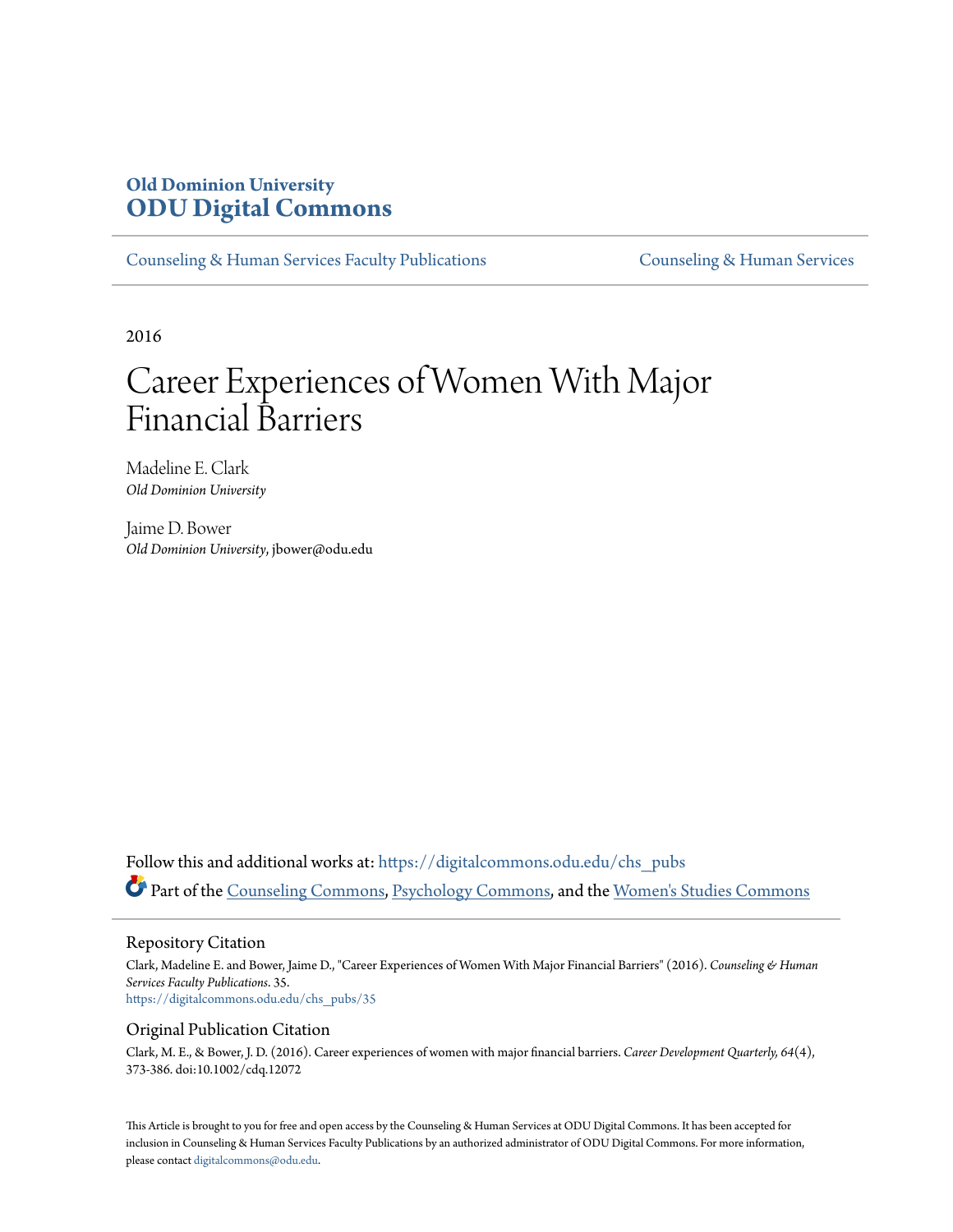**Old Dominion University**
**ODU Digital Commons**

Counseling & Human Services Faculty Publications | Counseling & Human Services

2016

# Career Experiences of Women With Major Financial Barriers

Madeline E. Clark
*Old Dominion University*

Jaime D. Bower
*Old Dominion University*, jbower@odu.edu

Follow this and additional works at: https://digitalcommons.odu.edu/chs_pubs

Part of the Counseling Commons, Psychology Commons, and the Women's Studies Commons

## Repository Citation

Clark, Madeline E. and Bower, Jaime D., "Career Experiences of Women With Major Financial Barriers" (2016). *Counseling & Human Services Faculty Publications*. 35.
https://digitalcommons.odu.edu/chs_pubs/35

## Original Publication Citation

Clark, M. E., & Bower, J. D. (2016). Career experiences of women with major financial barriers. *Career Development Quarterly, 64*(4), 373-386. doi:10.1002/cdq.12072

This Article is brought to you for free and open access by the Counseling & Human Services at ODU Digital Commons. It has been accepted for inclusion in Counseling & Human Services Faculty Publications by an authorized administrator of ODU Digital Commons. For more information, please contact digitalcommons@odu.edu.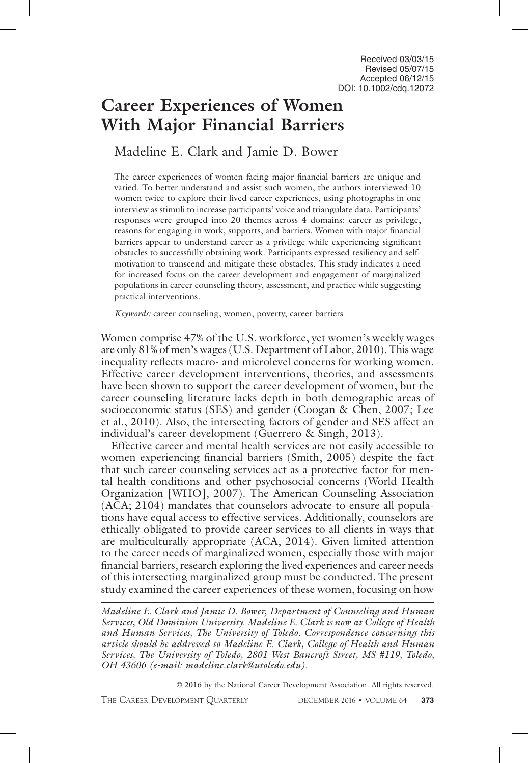Received 03/03/15
Revised 05/07/15
Accepted 06/12/15
DOI: 10.1002/cdq.12072

# Career Experiences of Women With Major Financial Barriers

Madeline E. Clark and Jamie D. Bower

The career experiences of women facing major financial barriers are unique and varied. To better understand and assist such women, the authors interviewed 10 women twice to explore their lived career experiences, using photographs in one interview as stimuli to increase participants' voice and triangulate data. Participants' responses were grouped into 20 themes across 4 domains: career as privilege, reasons for engaging in work, supports, and barriers. Women with major financial barriers appear to understand career as a privilege while experiencing significant obstacles to successfully obtaining work. Participants expressed resiliency and self-motivation to transcend and mitigate these obstacles. This study indicates a need for increased focus on the career development and engagement of marginalized populations in career counseling theory, assessment, and practice while suggesting practical interventions.

*Keywords:* career counseling, women, poverty, career barriers

Women comprise 47% of the U.S. workforce, yet women's weekly wages are only 81% of men's wages (U.S. Department of Labor, 2010). This wage inequality reflects macro- and microlevel concerns for working women. Effective career development interventions, theories, and assessments have been shown to support the career development of women, but the career counseling literature lacks depth in both demographic areas of socioeconomic status (SES) and gender (Coogan & Chen, 2007; Lee et al., 2010). Also, the intersecting factors of gender and SES affect an individual's career development (Guerrero & Singh, 2013).

Effective career and mental health services are not easily accessible to women experiencing financial barriers (Smith, 2005) despite the fact that such career counseling services act as a protective factor for mental health conditions and other psychosocial concerns (World Health Organization [WHO], 2007). The American Counseling Association (ACA; 2104) mandates that counselors advocate to ensure all populations have equal access to effective services. Additionally, counselors are ethically obligated to provide career services to all clients in ways that are multiculturally appropriate (ACA, 2014). Given limited attention to the career needs of marginalized women, especially those with major financial barriers, research exploring the lived experiences and career needs of this intersecting marginalized group must be conducted. The present study examined the career experiences of these women, focusing on how

*Madeline E. Clark and Jamie D. Bower, Department of Counseling and Human Services, Old Dominion University. Madeline E. Clark is now at College of Health and Human Services, The University of Toledo. Correspondence concerning this article should be addressed to Madeline E. Clark, College of Health and Human Services, The University of Toledo, 2801 West Bancroft Street, MS #119, Toledo, OH 43606 (e-mail: madeline.clark@utoledo.edu).*

© 2016 by the National Career Development Association. All rights reserved.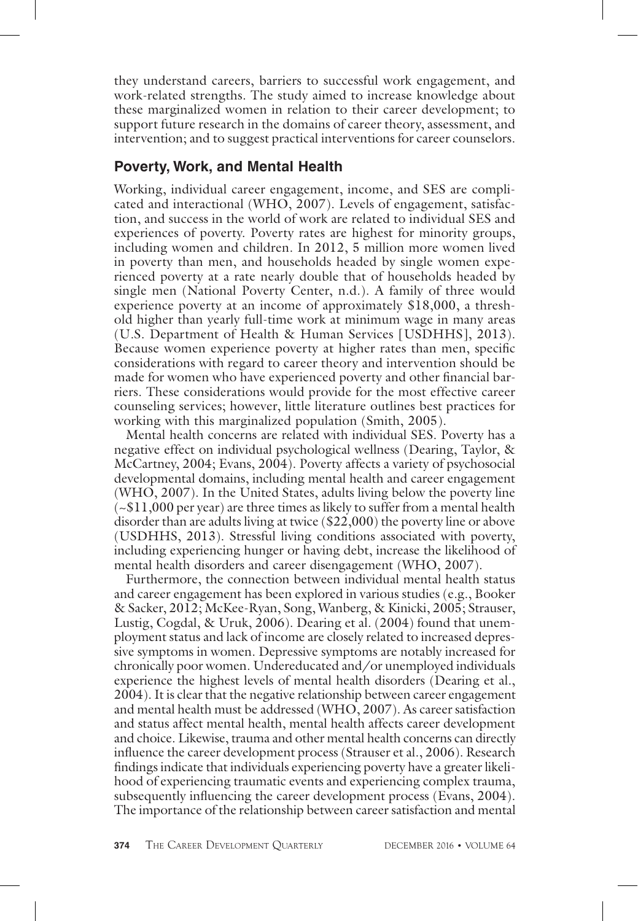they understand careers, barriers to successful work engagement, and work-related strengths. The study aimed to increase knowledge about these marginalized women in relation to their career development; to support future research in the domains of career theory, assessment, and intervention; and to suggest practical interventions for career counselors.

## Poverty, Work, and Mental Health

Working, individual career engagement, income, and SES are complicated and interactional (WHO, 2007). Levels of engagement, satisfaction, and success in the world of work are related to individual SES and experiences of poverty. Poverty rates are highest for minority groups, including women and children. In 2012, 5 million more women lived in poverty than men, and households headed by single women experienced poverty at a rate nearly double that of households headed by single men (National Poverty Center, n.d.). A family of three would experience poverty at an income of approximately $18,000, a threshold higher than yearly full-time work at minimum wage in many areas (U.S. Department of Health & Human Services [USDHHS], 2013). Because women experience poverty at higher rates than men, specific considerations with regard to career theory and intervention should be made for women who have experienced poverty and other financial barriers. These considerations would provide for the most effective career counseling services; however, little literature outlines best practices for working with this marginalized population (Smith, 2005).

Mental health concerns are related with individual SES. Poverty has a negative effect on individual psychological wellness (Dearing, Taylor, & McCartney, 2004; Evans, 2004). Poverty affects a variety of psychosocial developmental domains, including mental health and career engagement (WHO, 2007). In the United States, adults living below the poverty line (~$11,000 per year) are three times as likely to suffer from a mental health disorder than are adults living at twice ($22,000) the poverty line or above (USDHHS, 2013). Stressful living conditions associated with poverty, including experiencing hunger or having debt, increase the likelihood of mental health disorders and career disengagement (WHO, 2007).

Furthermore, the connection between individual mental health status and career engagement has been explored in various studies (e.g., Booker & Sacker, 2012; McKee-Ryan, Song, Wanberg, & Kinicki, 2005; Strauser, Lustig, Cogdal, & Uruk, 2006). Dearing et al. (2004) found that unemployment status and lack of income are closely related to increased depressive symptoms in women. Depressive symptoms are notably increased for chronically poor women. Undereducated and/or unemployed individuals experience the highest levels of mental health disorders (Dearing et al., 2004). It is clear that the negative relationship between career engagement and mental health must be addressed (WHO, 2007). As career satisfaction and status affect mental health, mental health affects career development and choice. Likewise, trauma and other mental health concerns can directly influence the career development process (Strauser et al., 2006). Research findings indicate that individuals experiencing poverty have a greater likelihood of experiencing traumatic events and experiencing complex trauma, subsequently influencing the career development process (Evans, 2004). The importance of the relationship between career satisfaction and mental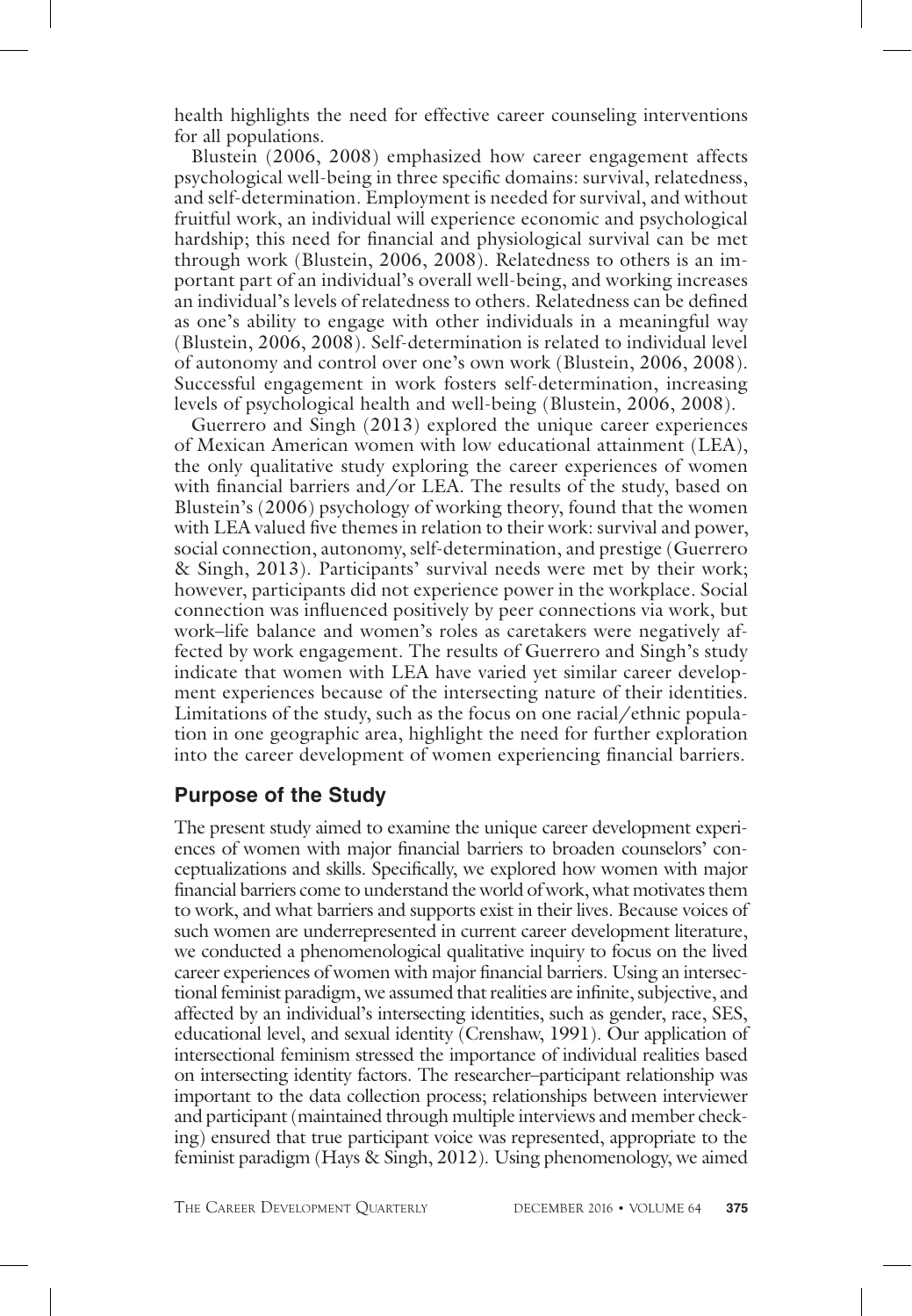health highlights the need for effective career counseling interventions for all populations.

Blustein (2006, 2008) emphasized how career engagement affects psychological well-being in three specific domains: survival, relatedness, and self-determination. Employment is needed for survival, and without fruitful work, an individual will experience economic and psychological hardship; this need for financial and physiological survival can be met through work (Blustein, 2006, 2008). Relatedness to others is an important part of an individual's overall well-being, and working increases an individual's levels of relatedness to others. Relatedness can be defined as one's ability to engage with other individuals in a meaningful way (Blustein, 2006, 2008). Self-determination is related to individual level of autonomy and control over one's own work (Blustein, 2006, 2008). Successful engagement in work fosters self-determination, increasing levels of psychological health and well-being (Blustein, 2006, 2008).

Guerrero and Singh (2013) explored the unique career experiences of Mexican American women with low educational attainment (LEA), the only qualitative study exploring the career experiences of women with financial barriers and/or LEA. The results of the study, based on Blustein's (2006) psychology of working theory, found that the women with LEA valued five themes in relation to their work: survival and power, social connection, autonomy, self-determination, and prestige (Guerrero & Singh, 2013). Participants' survival needs were met by their work; however, participants did not experience power in the workplace. Social connection was influenced positively by peer connections via work, but work–life balance and women's roles as caretakers were negatively affected by work engagement. The results of Guerrero and Singh's study indicate that women with LEA have varied yet similar career development experiences because of the intersecting nature of their identities. Limitations of the study, such as the focus on one racial/ethnic population in one geographic area, highlight the need for further exploration into the career development of women experiencing financial barriers.

## Purpose of the Study

The present study aimed to examine the unique career development experiences of women with major financial barriers to broaden counselors' conceptualizations and skills. Specifically, we explored how women with major financial barriers come to understand the world of work, what motivates them to work, and what barriers and supports exist in their lives. Because voices of such women are underrepresented in current career development literature, we conducted a phenomenological qualitative inquiry to focus on the lived career experiences of women with major financial barriers. Using an intersectional feminist paradigm, we assumed that realities are infinite, subjective, and affected by an individual's intersecting identities, such as gender, race, SES, educational level, and sexual identity (Crenshaw, 1991). Our application of intersectional feminism stressed the importance of individual realities based on intersecting identity factors. The researcher–participant relationship was important to the data collection process; relationships between interviewer and participant (maintained through multiple interviews and member checking) ensured that true participant voice was represented, appropriate to the feminist paradigm (Hays & Singh, 2012). Using phenomenology, we aimed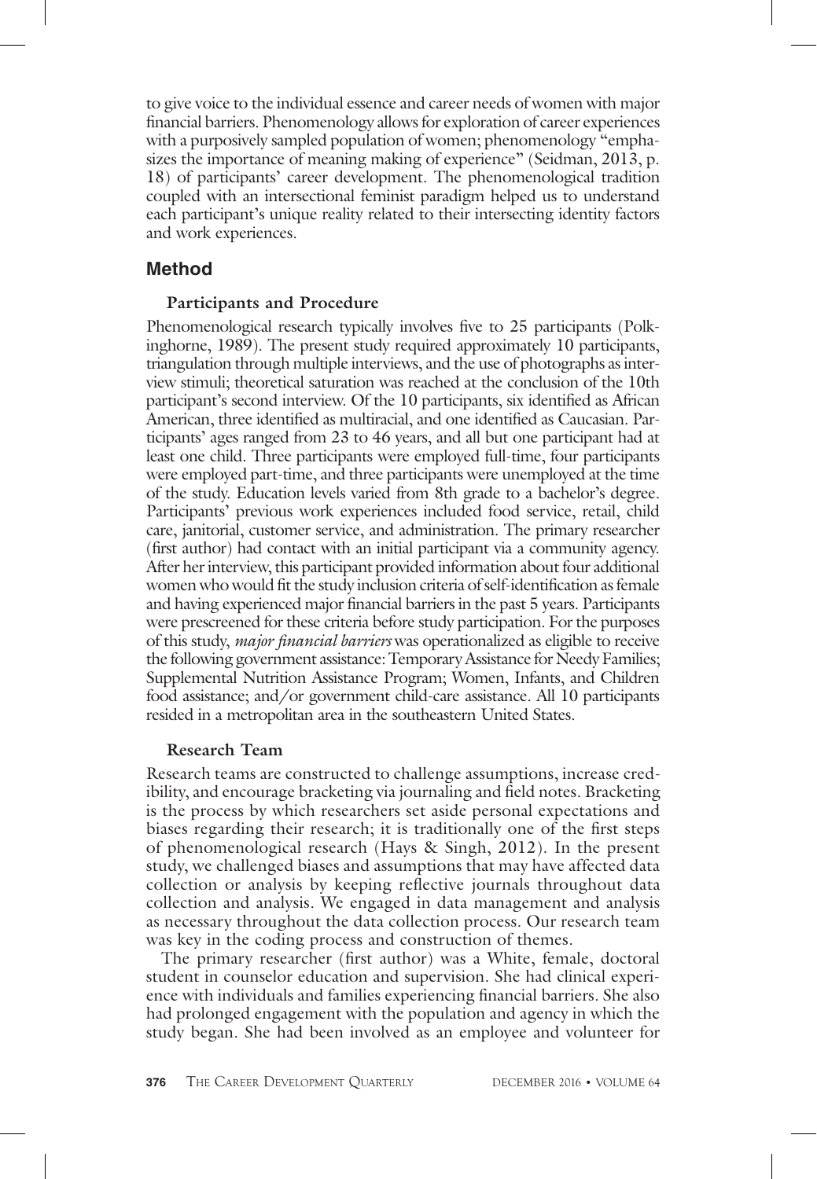to give voice to the individual essence and career needs of women with major financial barriers. Phenomenology allows for exploration of career experiences with a purposively sampled population of women; phenomenology "emphasizes the importance of meaning making of experience" (Seidman, 2013, p. 18) of participants' career development. The phenomenological tradition coupled with an intersectional feminist paradigm helped us to understand each participant's unique reality related to their intersecting identity factors and work experiences.

## Method

### Participants and Procedure

Phenomenological research typically involves five to 25 participants (Polkinghorne, 1989). The present study required approximately 10 participants, triangulation through multiple interviews, and the use of photographs as interview stimuli; theoretical saturation was reached at the conclusion of the 10th participant's second interview. Of the 10 participants, six identified as African American, three identified as multiracial, and one identified as Caucasian. Participants' ages ranged from 23 to 46 years, and all but one participant had at least one child. Three participants were employed full-time, four participants were employed part-time, and three participants were unemployed at the time of the study. Education levels varied from 8th grade to a bachelor's degree. Participants' previous work experiences included food service, retail, child care, janitorial, customer service, and administration. The primary researcher (first author) had contact with an initial participant via a community agency. After her interview, this participant provided information about four additional women who would fit the study inclusion criteria of self-identification as female and having experienced major financial barriers in the past 5 years. Participants were prescreened for these criteria before study participation. For the purposes of this study, *major financial barriers* was operationalized as eligible to receive the following government assistance: Temporary Assistance for Needy Families; Supplemental Nutrition Assistance Program; Women, Infants, and Children food assistance; and/or government child-care assistance. All 10 participants resided in a metropolitan area in the southeastern United States.

### Research Team

Research teams are constructed to challenge assumptions, increase credibility, and encourage bracketing via journaling and field notes. Bracketing is the process by which researchers set aside personal expectations and biases regarding their research; it is traditionally one of the first steps of phenomenological research (Hays & Singh, 2012). In the present study, we challenged biases and assumptions that may have affected data collection or analysis by keeping reflective journals throughout data collection and analysis. We engaged in data management and analysis as necessary throughout the data collection process. Our research team was key in the coding process and construction of themes.

The primary researcher (first author) was a White, female, doctoral student in counselor education and supervision. She had clinical experience with individuals and families experiencing financial barriers. She also had prolonged engagement with the population and agency in which the study began. She had been involved as an employee and volunteer for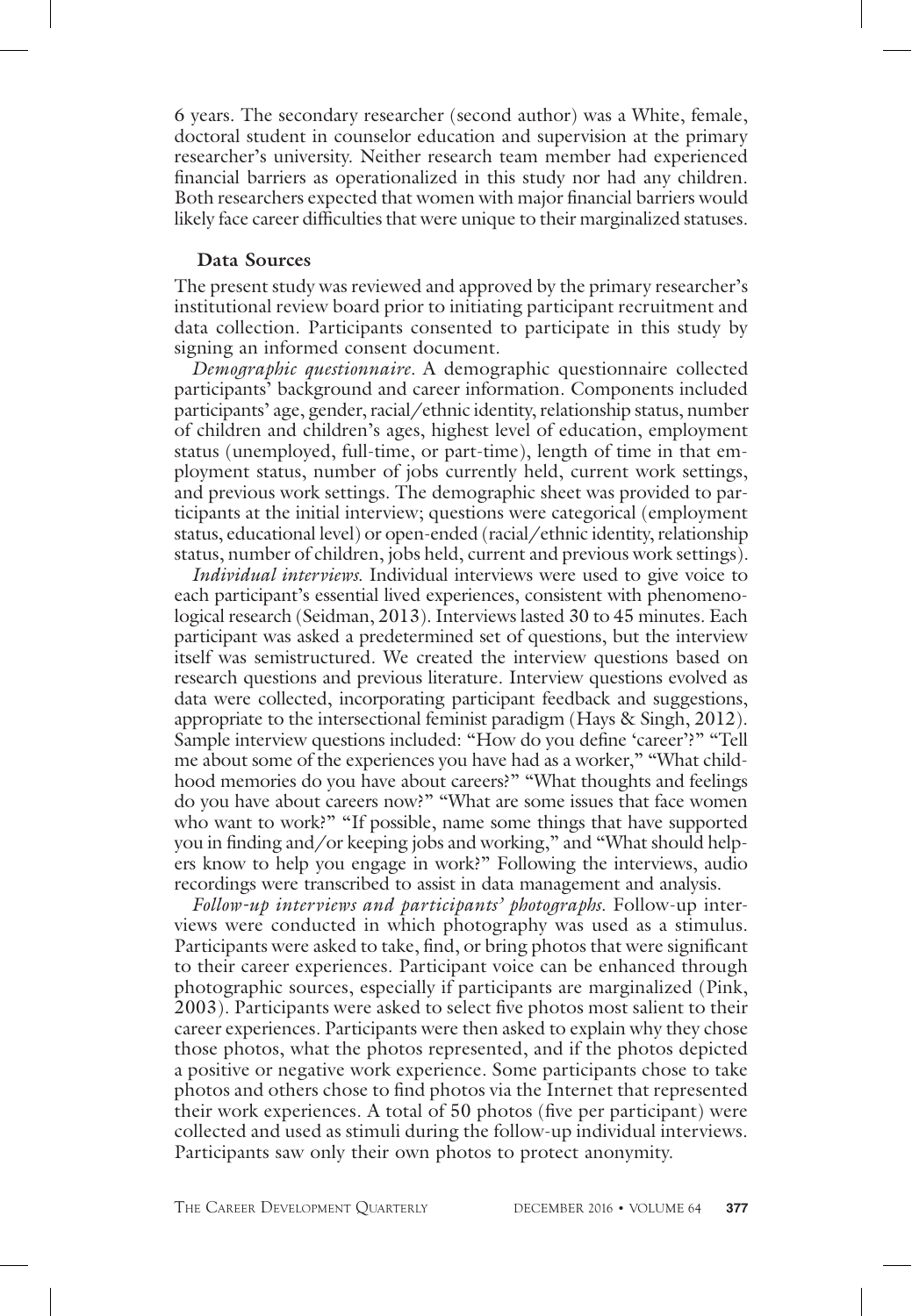6 years. The secondary researcher (second author) was a White, female, doctoral student in counselor education and supervision at the primary researcher's university. Neither research team member had experienced financial barriers as operationalized in this study nor had any children. Both researchers expected that women with major financial barriers would likely face career difficulties that were unique to their marginalized statuses.

### Data Sources

The present study was reviewed and approved by the primary researcher's institutional review board prior to initiating participant recruitment and data collection. Participants consented to participate in this study by signing an informed consent document.

*Demographic questionnaire.* A demographic questionnaire collected participants' background and career information. Components included participants' age, gender, racial/ethnic identity, relationship status, number of children and children's ages, highest level of education, employment status (unemployed, full-time, or part-time), length of time in that employment status, number of jobs currently held, current work settings, and previous work settings. The demographic sheet was provided to participants at the initial interview; questions were categorical (employment status, educational level) or open-ended (racial/ethnic identity, relationship status, number of children, jobs held, current and previous work settings).

*Individual interviews.* Individual interviews were used to give voice to each participant's essential lived experiences, consistent with phenomenological research (Seidman, 2013). Interviews lasted 30 to 45 minutes. Each participant was asked a predetermined set of questions, but the interview itself was semistructured. We created the interview questions based on research questions and previous literature. Interview questions evolved as data were collected, incorporating participant feedback and suggestions, appropriate to the intersectional feminist paradigm (Hays & Singh, 2012). Sample interview questions included: "How do you define 'career'?" "Tell me about some of the experiences you have had as a worker," "What childhood memories do you have about careers?" "What thoughts and feelings do you have about careers now?" "What are some issues that face women who want to work?" "If possible, name some things that have supported you in finding and/or keeping jobs and working," and "What should helpers know to help you engage in work?" Following the interviews, audio recordings were transcribed to assist in data management and analysis.

*Follow-up interviews and participants' photographs.* Follow-up interviews were conducted in which photography was used as a stimulus. Participants were asked to take, find, or bring photos that were significant to their career experiences. Participant voice can be enhanced through photographic sources, especially if participants are marginalized (Pink, 2003). Participants were asked to select five photos most salient to their career experiences. Participants were then asked to explain why they chose those photos, what the photos represented, and if the photos depicted a positive or negative work experience. Some participants chose to take photos and others chose to find photos via the Internet that represented their work experiences. A total of 50 photos (five per participant) were collected and used as stimuli during the follow-up individual interviews. Participants saw only their own photos to protect anonymity.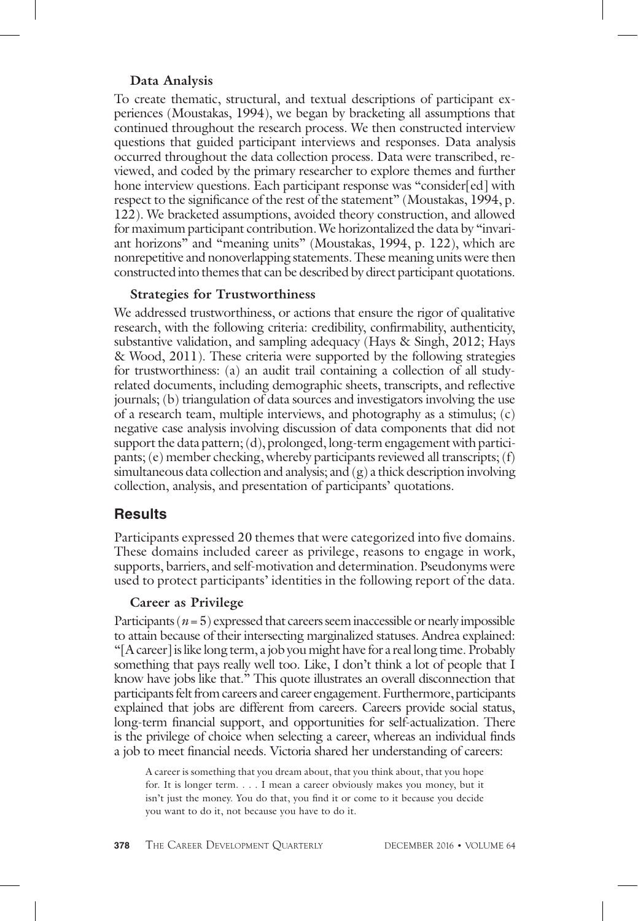### Data Analysis

To create thematic, structural, and textual descriptions of participant experiences (Moustakas, 1994), we began by bracketing all assumptions that continued throughout the research process. We then constructed interview questions that guided participant interviews and responses. Data analysis occurred throughout the data collection process. Data were transcribed, reviewed, and coded by the primary researcher to explore themes and further hone interview questions. Each participant response was "consider[ed] with respect to the significance of the rest of the statement" (Moustakas, 1994, p. 122). We bracketed assumptions, avoided theory construction, and allowed for maximum participant contribution. We horizontalized the data by "invariant horizons" and "meaning units" (Moustakas, 1994, p. 122), which are nonrepetitive and nonoverlapping statements. These meaning units were then constructed into themes that can be described by direct participant quotations.

### Strategies for Trustworthiness

We addressed trustworthiness, or actions that ensure the rigor of qualitative research, with the following criteria: credibility, confirmability, authenticity, substantive validation, and sampling adequacy (Hays & Singh, 2012; Hays & Wood, 2011). These criteria were supported by the following strategies for trustworthiness: (a) an audit trail containing a collection of all study-related documents, including demographic sheets, transcripts, and reflective journals; (b) triangulation of data sources and investigators involving the use of a research team, multiple interviews, and photography as a stimulus; (c) negative case analysis involving discussion of data components that did not support the data pattern; (d), prolonged, long-term engagement with participants; (e) member checking, whereby participants reviewed all transcripts; (f) simultaneous data collection and analysis; and (g) a thick description involving collection, analysis, and presentation of participants' quotations.

## Results

Participants expressed 20 themes that were categorized into five domains. These domains included career as privilege, reasons to engage in work, supports, barriers, and self-motivation and determination. Pseudonyms were used to protect participants' identities in the following report of the data.

### Career as Privilege

Participants ($n = 5$) expressed that careers seem inaccessible or nearly impossible to attain because of their intersecting marginalized statuses. Andrea explained: "[A career] is like long term, a job you might have for a real long time. Probably something that pays really well too. Like, I don't think a lot of people that I know have jobs like that." This quote illustrates an overall disconnection that participants felt from careers and career engagement. Furthermore, participants explained that jobs are different from careers. Careers provide social status, long-term financial support, and opportunities for self-actualization. There is the privilege of choice when selecting a career, whereas an individual finds a job to meet financial needs. Victoria shared her understanding of careers:

> A career is something that you dream about, that you think about, that you hope for. It is longer term. . . . I mean a career obviously makes you money, but it isn't just the money. You do that, you find it or come to it because you decide you want to do it, not because you have to do it.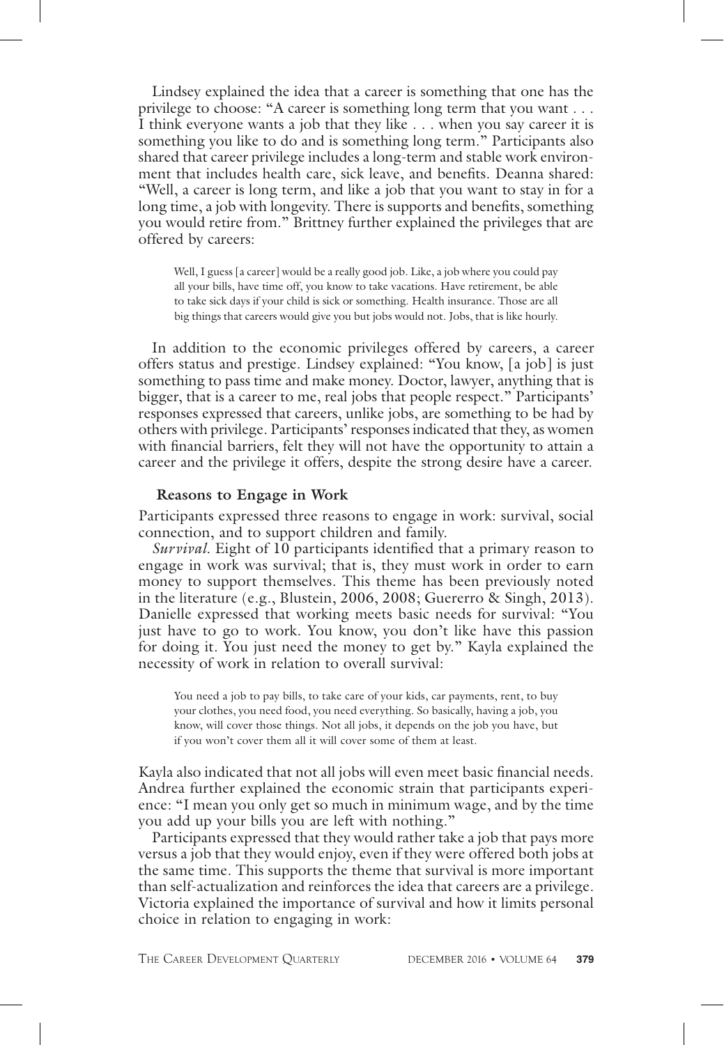Lindsey explained the idea that a career is something that one has the privilege to choose: "A career is something long term that you want . . . I think everyone wants a job that they like . . . when you say career it is something you like to do and is something long term." Participants also shared that career privilege includes a long-term and stable work environment that includes health care, sick leave, and benefits. Deanna shared: "Well, a career is long term, and like a job that you want to stay in for a long time, a job with longevity. There is supports and benefits, something you would retire from." Brittney further explained the privileges that are offered by careers:

> Well, I guess [a career] would be a really good job. Like, a job where you could pay all your bills, have time off, you know to take vacations. Have retirement, be able to take sick days if your child is sick or something. Health insurance. Those are all big things that careers would give you but jobs would not. Jobs, that is like hourly.

In addition to the economic privileges offered by careers, a career offers status and prestige. Lindsey explained: "You know, [a job] is just something to pass time and make money. Doctor, lawyer, anything that is bigger, that is a career to me, real jobs that people respect." Participants' responses expressed that careers, unlike jobs, are something to be had by others with privilege. Participants' responses indicated that they, as women with financial barriers, felt they will not have the opportunity to attain a career and the privilege it offers, despite the strong desire have a career.

### Reasons to Engage in Work

Participants expressed three reasons to engage in work: survival, social connection, and to support children and family.

*Survival.* Eight of 10 participants identified that a primary reason to engage in work was survival; that is, they must work in order to earn money to support themselves. This theme has been previously noted in the literature (e.g., Blustein, 2006, 2008; Guererro & Singh, 2013). Danielle expressed that working meets basic needs for survival: "You just have to go to work. You know, you don't like have this passion for doing it. You just need the money to get by." Kayla explained the necessity of work in relation to overall survival:

> You need a job to pay bills, to take care of your kids, car payments, rent, to buy your clothes, you need food, you need everything. So basically, having a job, you know, will cover those things. Not all jobs, it depends on the job you have, but if you won't cover them all it will cover some of them at least.

Kayla also indicated that not all jobs will even meet basic financial needs. Andrea further explained the economic strain that participants experience: "I mean you only get so much in minimum wage, and by the time you add up your bills you are left with nothing."

Participants expressed that they would rather take a job that pays more versus a job that they would enjoy, even if they were offered both jobs at the same time. This supports the theme that survival is more important than self-actualization and reinforces the idea that careers are a privilege. Victoria explained the importance of survival and how it limits personal choice in relation to engaging in work: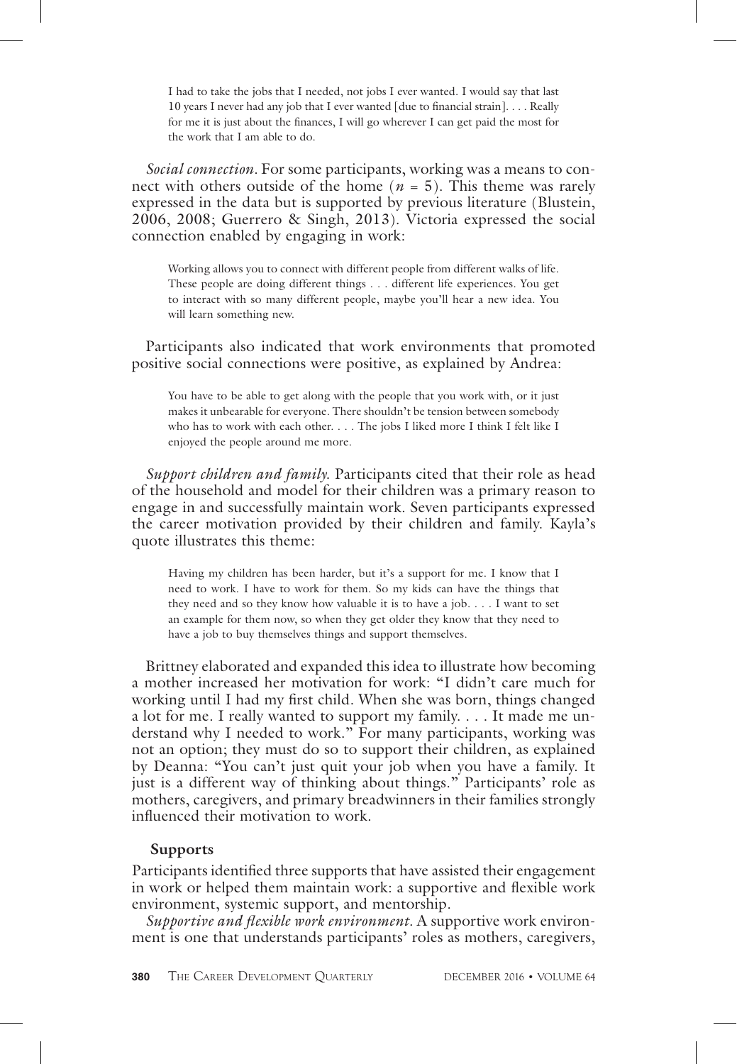> I had to take the jobs that I needed, not jobs I ever wanted. I would say that last 10 years I never had any job that I ever wanted [due to financial strain]. . . . Really for me it is just about the finances, I will go wherever I can get paid the most for the work that I am able to do.

*Social connection.* For some participants, working was a means to connect with others outside of the home ($n = 5$). This theme was rarely expressed in the data but is supported by previous literature (Blustein, 2006, 2008; Guerrero & Singh, 2013). Victoria expressed the social connection enabled by engaging in work:

> Working allows you to connect with different people from different walks of life. These people are doing different things . . . different life experiences. You get to interact with so many different people, maybe you'll hear a new idea. You will learn something new.

Participants also indicated that work environments that promoted positive social connections were positive, as explained by Andrea:

> You have to be able to get along with the people that you work with, or it just makes it unbearable for everyone. There shouldn't be tension between somebody who has to work with each other. . . . The jobs I liked more I think I felt like I enjoyed the people around me more.

*Support children and family.* Participants cited that their role as head of the household and model for their children was a primary reason to engage in and successfully maintain work. Seven participants expressed the career motivation provided by their children and family. Kayla's quote illustrates this theme:

> Having my children has been harder, but it's a support for me. I know that I need to work. I have to work for them. So my kids can have the things that they need and so they know how valuable it is to have a job. . . . I want to set an example for them now, so when they get older they know that they need to have a job to buy themselves things and support themselves.

Brittney elaborated and expanded this idea to illustrate how becoming a mother increased her motivation for work: "I didn't care much for working until I had my first child. When she was born, things changed a lot for me. I really wanted to support my family. . . . It made me understand why I needed to work." For many participants, working was not an option; they must do so to support their children, as explained by Deanna: "You can't just quit your job when you have a family. It just is a different way of thinking about things." Participants' role as mothers, caregivers, and primary breadwinners in their families strongly influenced their motivation to work.

### Supports

Participants identified three supports that have assisted their engagement in work or helped them maintain work: a supportive and flexible work environment, systemic support, and mentorship.

*Supportive and flexible work environment.* A supportive work environment is one that understands participants' roles as mothers, caregivers,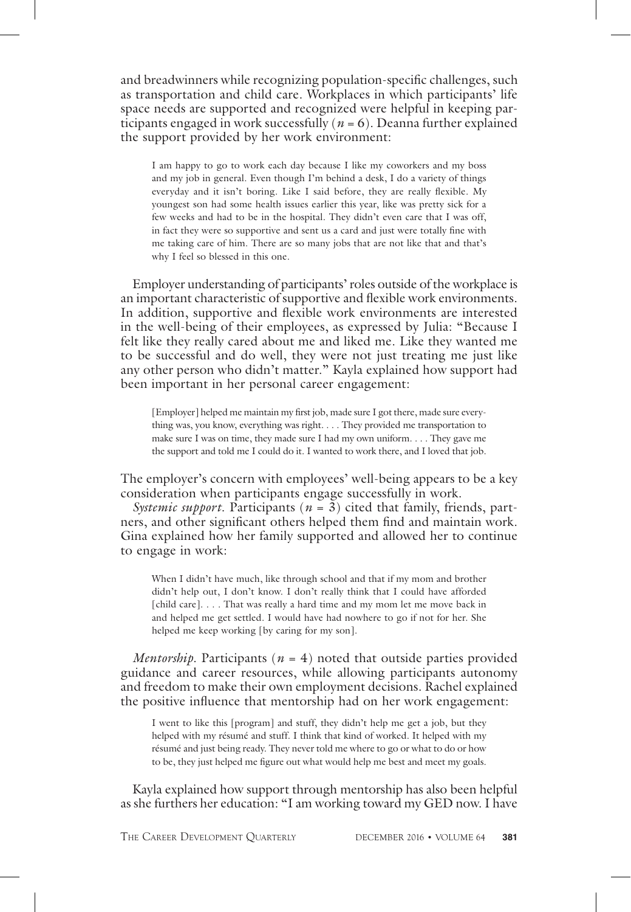and breadwinners while recognizing population-specific challenges, such as transportation and child care. Workplaces in which participants' life space needs are supported and recognized were helpful in keeping participants engaged in work successfully ($n = 6$). Deanna further explained the support provided by her work environment:

> I am happy to go to work each day because I like my coworkers and my boss and my job in general. Even though I'm behind a desk, I do a variety of things everyday and it isn't boring. Like I said before, they are really flexible. My youngest son had some health issues earlier this year, like was pretty sick for a few weeks and had to be in the hospital. They didn't even care that I was off, in fact they were so supportive and sent us a card and just were totally fine with me taking care of him. There are so many jobs that are not like that and that's why I feel so blessed in this one.

Employer understanding of participants' roles outside of the workplace is an important characteristic of supportive and flexible work environments. In addition, supportive and flexible work environments are interested in the well-being of their employees, as expressed by Julia: "Because I felt like they really cared about me and liked me. Like they wanted me to be successful and do well, they were not just treating me just like any other person who didn't matter." Kayla explained how support had been important in her personal career engagement:

> [Employer] helped me maintain my first job, made sure I got there, made sure everything was, you know, everything was right. . . . They provided me transportation to make sure I was on time, they made sure I had my own uniform. . . . They gave me the support and told me I could do it. I wanted to work there, and I loved that job.

The employer's concern with employees' well-being appears to be a key consideration when participants engage successfully in work.

*Systemic support.* Participants ($n = 3$) cited that family, friends, partners, and other significant others helped them find and maintain work. Gina explained how her family supported and allowed her to continue to engage in work:

> When I didn't have much, like through school and that if my mom and brother didn't help out, I don't know. I don't really think that I could have afforded [child care]. . . . That was really a hard time and my mom let me move back in and helped me get settled. I would have had nowhere to go if not for her. She helped me keep working [by caring for my son].

*Mentorship.* Participants ($n = 4$) noted that outside parties provided guidance and career resources, while allowing participants autonomy and freedom to make their own employment decisions. Rachel explained the positive influence that mentorship had on her work engagement:

> I went to like this [program] and stuff, they didn't help me get a job, but they helped with my résumé and stuff. I think that kind of worked. It helped with my résumé and just being ready. They never told me where to go or what to do or how to be, they just helped me figure out what would help me best and meet my goals.

Kayla explained how support through mentorship has also been helpful as she furthers her education: "I am working toward my GED now. I have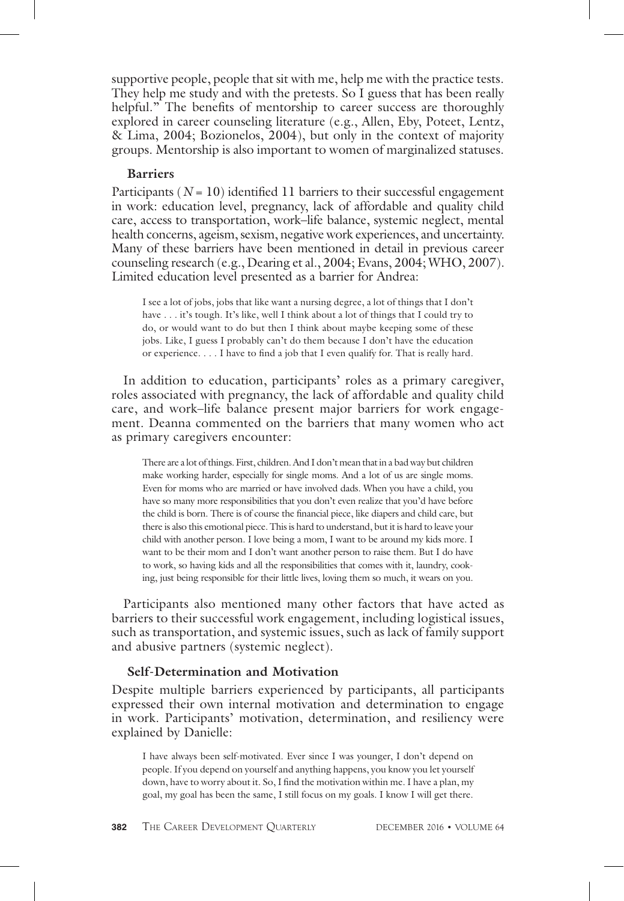supportive people, people that sit with me, help me with the practice tests. They help me study and with the pretests. So I guess that has been really helpful." The benefits of mentorship to career success are thoroughly explored in career counseling literature (e.g., Allen, Eby, Poteet, Lentz, & Lima, 2004; Bozionelos, 2004), but only in the context of majority groups. Mentorship is also important to women of marginalized statuses.

### Barriers

Participants ($N = 10$) identified 11 barriers to their successful engagement in work: education level, pregnancy, lack of affordable and quality child care, access to transportation, work–life balance, systemic neglect, mental health concerns, ageism, sexism, negative work experiences, and uncertainty. Many of these barriers have been mentioned in detail in previous career counseling research (e.g., Dearing et al., 2004; Evans, 2004; WHO, 2007). Limited education level presented as a barrier for Andrea:

> I see a lot of jobs, jobs that like want a nursing degree, a lot of things that I don't have . . . it's tough. It's like, well I think about a lot of things that I could try to do, or would want to do but then I think about maybe keeping some of these jobs. Like, I guess I probably can't do them because I don't have the education or experience. . . . I have to find a job that I even qualify for. That is really hard.

In addition to education, participants' roles as a primary caregiver, roles associated with pregnancy, the lack of affordable and quality child care, and work–life balance present major barriers for work engagement. Deanna commented on the barriers that many women who act as primary caregivers encounter:

> There are a lot of things. First, children. And I don't mean that in a bad way but children make working harder, especially for single moms. And a lot of us are single moms. Even for moms who are married or have involved dads. When you have a child, you have so many more responsibilities that you don't even realize that you'd have before the child is born. There is of course the financial piece, like diapers and child care, but there is also this emotional piece. This is hard to understand, but it is hard to leave your child with another person. I love being a mom, I want to be around my kids more. I want to be their mom and I don't want another person to raise them. But I do have to work, so having kids and all the responsibilities that comes with it, laundry, cooking, just being responsible for their little lives, loving them so much, it wears on you.

Participants also mentioned many other factors that have acted as barriers to their successful work engagement, including logistical issues, such as transportation, and systemic issues, such as lack of family support and abusive partners (systemic neglect).

### Self-Determination and Motivation

Despite multiple barriers experienced by participants, all participants expressed their own internal motivation and determination to engage in work. Participants' motivation, determination, and resiliency were explained by Danielle:

> I have always been self-motivated. Ever since I was younger, I don't depend on people. If you depend on yourself and anything happens, you know you let yourself down, have to worry about it. So, I find the motivation within me. I have a plan, my goal, my goal has been the same, I still focus on my goals. I know I will get there.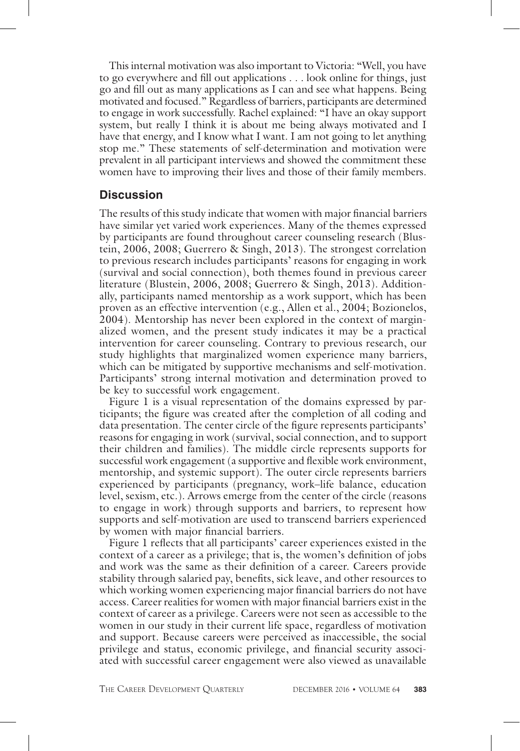This internal motivation was also important to Victoria: "Well, you have to go everywhere and fill out applications . . . look online for things, just go and fill out as many applications as I can and see what happens. Being motivated and focused." Regardless of barriers, participants are determined to engage in work successfully. Rachel explained: "I have an okay support system, but really I think it is about me being always motivated and I have that energy, and I know what I want. I am not going to let anything stop me." These statements of self-determination and motivation were prevalent in all participant interviews and showed the commitment these women have to improving their lives and those of their family members.

## Discussion

The results of this study indicate that women with major financial barriers have similar yet varied work experiences. Many of the themes expressed by participants are found throughout career counseling research (Blustein, 2006, 2008; Guerrero & Singh, 2013). The strongest correlation to previous research includes participants' reasons for engaging in work (survival and social connection), both themes found in previous career literature (Blustein, 2006, 2008; Guerrero & Singh, 2013). Additionally, participants named mentorship as a work support, which has been proven as an effective intervention (e.g., Allen et al., 2004; Bozionelos, 2004). Mentorship has never been explored in the context of marginalized women, and the present study indicates it may be a practical intervention for career counseling. Contrary to previous research, our study highlights that marginalized women experience many barriers, which can be mitigated by supportive mechanisms and self-motivation. Participants' strong internal motivation and determination proved to be key to successful work engagement.

Figure 1 is a visual representation of the domains expressed by participants; the figure was created after the completion of all coding and data presentation. The center circle of the figure represents participants' reasons for engaging in work (survival, social connection, and to support their children and families). The middle circle represents supports for successful work engagement (a supportive and flexible work environment, mentorship, and systemic support). The outer circle represents barriers experienced by participants (pregnancy, work–life balance, education level, sexism, etc.). Arrows emerge from the center of the circle (reasons to engage in work) through supports and barriers, to represent how supports and self-motivation are used to transcend barriers experienced by women with major financial barriers.

Figure 1 reflects that all participants' career experiences existed in the context of a career as a privilege; that is, the women's definition of jobs and work was the same as their definition of a career. Careers provide stability through salaried pay, benefits, sick leave, and other resources to which working women experiencing major financial barriers do not have access. Career realities for women with major financial barriers exist in the context of career as a privilege. Careers were not seen as accessible to the women in our study in their current life space, regardless of motivation and support. Because careers were perceived as inaccessible, the social privilege and status, economic privilege, and financial security associated with successful career engagement were also viewed as unavailable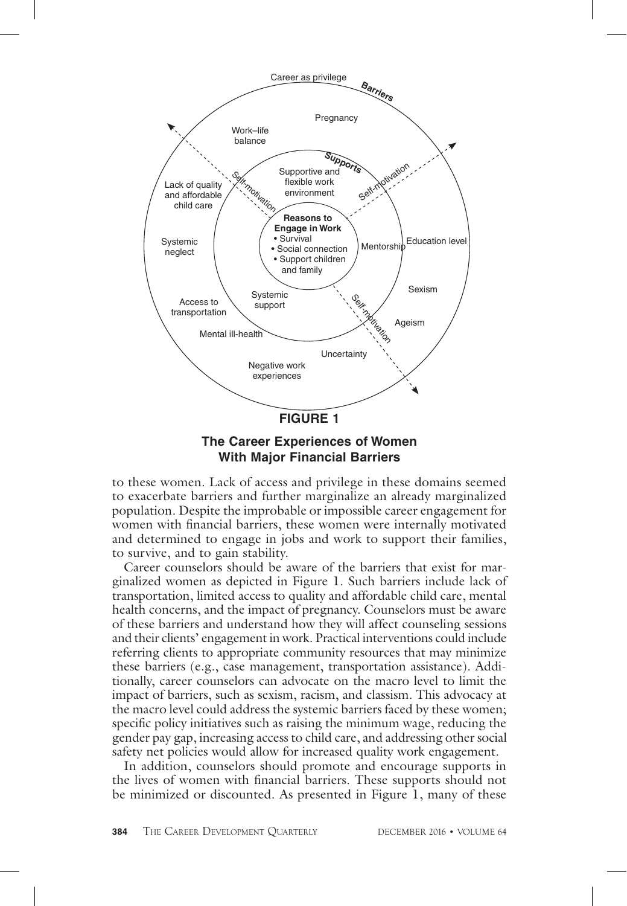**FIGURE 1**

**The Career Experiences of Women With Major Financial Barriers**

to these women. Lack of access and privilege in these domains seemed to exacerbate barriers and further marginalize an already marginalized population. Despite the improbable or impossible career engagement for women with financial barriers, these women were internally motivated and determined to engage in jobs and work to support their families, to survive, and to gain stability.

Career counselors should be aware of the barriers that exist for marginalized women as depicted in Figure 1. Such barriers include lack of transportation, limited access to quality and affordable child care, mental health concerns, and the impact of pregnancy. Counselors must be aware of these barriers and understand how they will affect counseling sessions and their clients' engagement in work. Practical interventions could include referring clients to appropriate community resources that may minimize these barriers (e.g., case management, transportation assistance). Additionally, career counselors can advocate on the macro level to limit the impact of barriers, such as sexism, racism, and classism. This advocacy at the macro level could address the systemic barriers faced by these women; specific policy initiatives such as raising the minimum wage, reducing the gender pay gap, increasing access to child care, and addressing other social safety net policies would allow for increased quality work engagement.

In addition, counselors should promote and encourage supports in the lives of women with financial barriers. These supports should not be minimized or discounted. As presented in Figure 1, many of these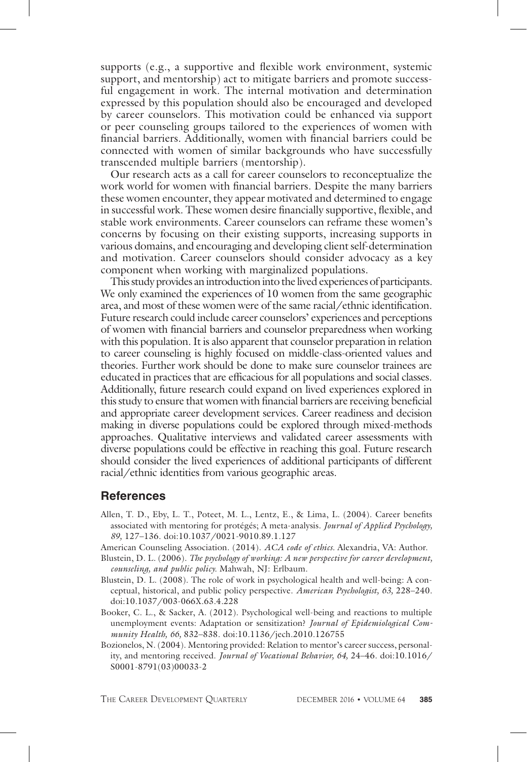supports (e.g., a supportive and flexible work environment, systemic support, and mentorship) act to mitigate barriers and promote successful engagement in work. The internal motivation and determination expressed by this population should also be encouraged and developed by career counselors. This motivation could be enhanced via support or peer counseling groups tailored to the experiences of women with financial barriers. Additionally, women with financial barriers could be connected with women of similar backgrounds who have successfully transcended multiple barriers (mentorship).

Our research acts as a call for career counselors to reconceptualize the work world for women with financial barriers. Despite the many barriers these women encounter, they appear motivated and determined to engage in successful work. These women desire financially supportive, flexible, and stable work environments. Career counselors can reframe these women's concerns by focusing on their existing supports, increasing supports in various domains, and encouraging and developing client self-determination and motivation. Career counselors should consider advocacy as a key component when working with marginalized populations.

This study provides an introduction into the lived experiences of participants. We only examined the experiences of 10 women from the same geographic area, and most of these women were of the same racial/ethnic identification. Future research could include career counselors' experiences and perceptions of women with financial barriers and counselor preparedness when working with this population. It is also apparent that counselor preparation in relation to career counseling is highly focused on middle-class-oriented values and theories. Further work should be done to make sure counselor trainees are educated in practices that are efficacious for all populations and social classes. Additionally, future research could expand on lived experiences explored in this study to ensure that women with financial barriers are receiving beneficial and appropriate career development services. Career readiness and decision making in diverse populations could be explored through mixed-methods approaches. Qualitative interviews and validated career assessments with diverse populations could be effective in reaching this goal. Future research should consider the lived experiences of additional participants of different racial/ethnic identities from various geographic areas.

## References

Allen, T. D., Eby, L. T., Poteet, M. L., Lentz, E., & Lima, L. (2004). Career benefits associated with mentoring for protégés; A meta-analysis. *Journal of Applied Psychology, 89,* 127–136. doi:10.1037/0021-9010.89.1.127

American Counseling Association. (2014). *ACA code of ethics.* Alexandria, VA: Author.

Blustein, D. L. (2006). *The psychology of working: A new perspective for career development, counseling, and public policy.* Mahwah, NJ: Erlbaum.

Blustein, D. L. (2008). The role of work in psychological health and well-being: A conceptual, historical, and public policy perspective. *American Psychologist, 63,* 228–240. doi:10.1037/003-066X.63.4.228

Booker, C. L., & Sacker, A. (2012). Psychological well-being and reactions to multiple unemployment events: Adaptation or sensitization? *Journal of Epidemiological Community Health, 66,* 832–838. doi:10.1136/jech.2010.126755

Bozionelos, N. (2004). Mentoring provided: Relation to mentor's career success, personality, and mentoring received. *Journal of Vocational Behavior, 64,* 24–46. doi:10.1016/S0001-8791(03)00033-2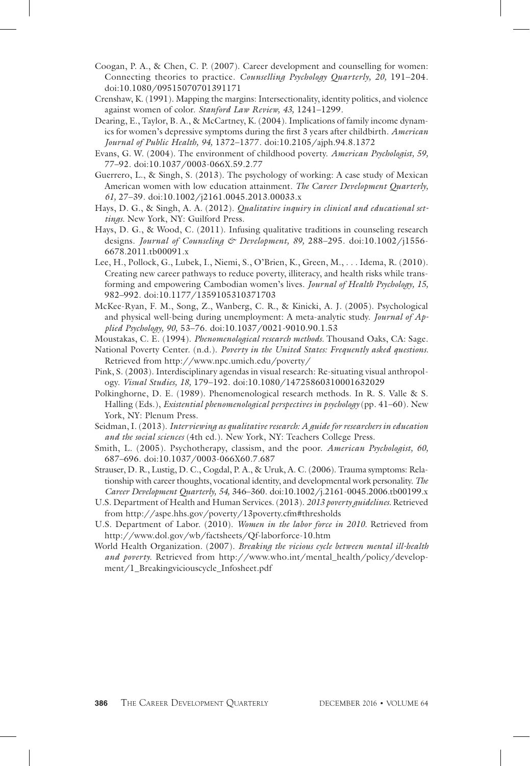Coogan, P. A., & Chen, C. P. (2007). Career development and counselling for women: Connecting theories to practice. *Counselling Psychology Quarterly, 20,* 191–204. doi:10.1080/09515070701391171

Crenshaw, K. (1991). Mapping the margins: Intersectionality, identity politics, and violence against women of color. *Stanford Law Review, 43,* 1241–1299.

Dearing, E., Taylor, B. A., & McCartney, K. (2004). Implications of family income dynamics for women's depressive symptoms during the first 3 years after childbirth. *American Journal of Public Health, 94,* 1372–1377. doi:10.2105/ajph.94.8.1372

Evans, G. W. (2004). The environment of childhood poverty. *American Psychologist, 59,* 77–92. doi:10.1037/0003-066X.59.2.77

Guerrero, L., & Singh, S. (2013). The psychology of working: A case study of Mexican American women with low education attainment. *The Career Development Quarterly, 61,* 27–39. doi:10.1002/j2161.0045.2013.00033.x

Hays, D. G., & Singh, A. A. (2012). *Qualitative inquiry in clinical and educational settings.* New York, NY: Guilford Press.

Hays, D. G., & Wood, C. (2011). Infusing qualitative traditions in counseling research designs. *Journal of Counseling & Development, 89,* 288–295. doi:10.1002/j1556-6678.2011.tb00091.x

Lee, H., Pollock, G., Lubek, I., Niemi, S., O'Brien, K., Green, M., . . . Idema, R. (2010). Creating new career pathways to reduce poverty, illiteracy, and health risks while transforming and empowering Cambodian women's lives. *Journal of Health Psychology, 15,* 982–992. doi:10.1177/1359105310371703

McKee-Ryan, F. M., Song, Z., Wanberg, C. R., & Kinicki, A. J. (2005). Psychological and physical well-being during unemployment: A meta-analytic study. *Journal of Applied Psychology, 90,* 53–76. doi:10.1037/0021-9010.90.1.53

Moustakas, C. E. (1994). *Phenomenological research methods.* Thousand Oaks, CA: Sage.

National Poverty Center. (n.d.). *Poverty in the United States: Frequently asked questions.* Retrieved from http://www.npc.umich.edu/poverty/

Pink, S. (2003). Interdisciplinary agendas in visual research: Re-situating visual anthropology. *Visual Studies, 18,* 179–192. doi:10.1080/14725860310001632029

Polkinghorne, D. E. (1989). Phenomenological research methods. In R. S. Valle & S. Halling (Eds.), *Existential phenomenological perspectives in psychology* (pp. 41–60). New York, NY: Plenum Press.

Seidman, I. (2013). *Interviewing as qualitative research: A guide for researchers in education and the social sciences* (4th ed.). New York, NY: Teachers College Press.

Smith, L. (2005). Psychotherapy, classism, and the poor. *American Psychologist, 60,* 687–696. doi:10.1037/0003-066X60.7.687

Strauser, D. R., Lustig, D. C., Cogdal, P. A., & Uruk, A. C. (2006). Trauma symptoms: Relationship with career thoughts, vocational identity, and developmental work personality. *The Career Development Quarterly, 54,* 346–360. doi:10.1002/j.2161-0045.2006.tb00199.x

U.S. Department of Health and Human Services. (2013). *2013 poverty guidelines.* Retrieved from http://aspe.hhs.gov/poverty/13poverty.cfm#thresholds

U.S. Department of Labor. (2010). *Women in the labor force in 2010.* Retrieved from http://www.dol.gov/wb/factsheets/Qf-laborforce-10.htm

World Health Organization. (2007). *Breaking the vicious cycle between mental ill-health and poverty.* Retrieved from http://www.who.int/mental_health/policy/development/1_Breakingviciouscycle_Infosheet.pdf